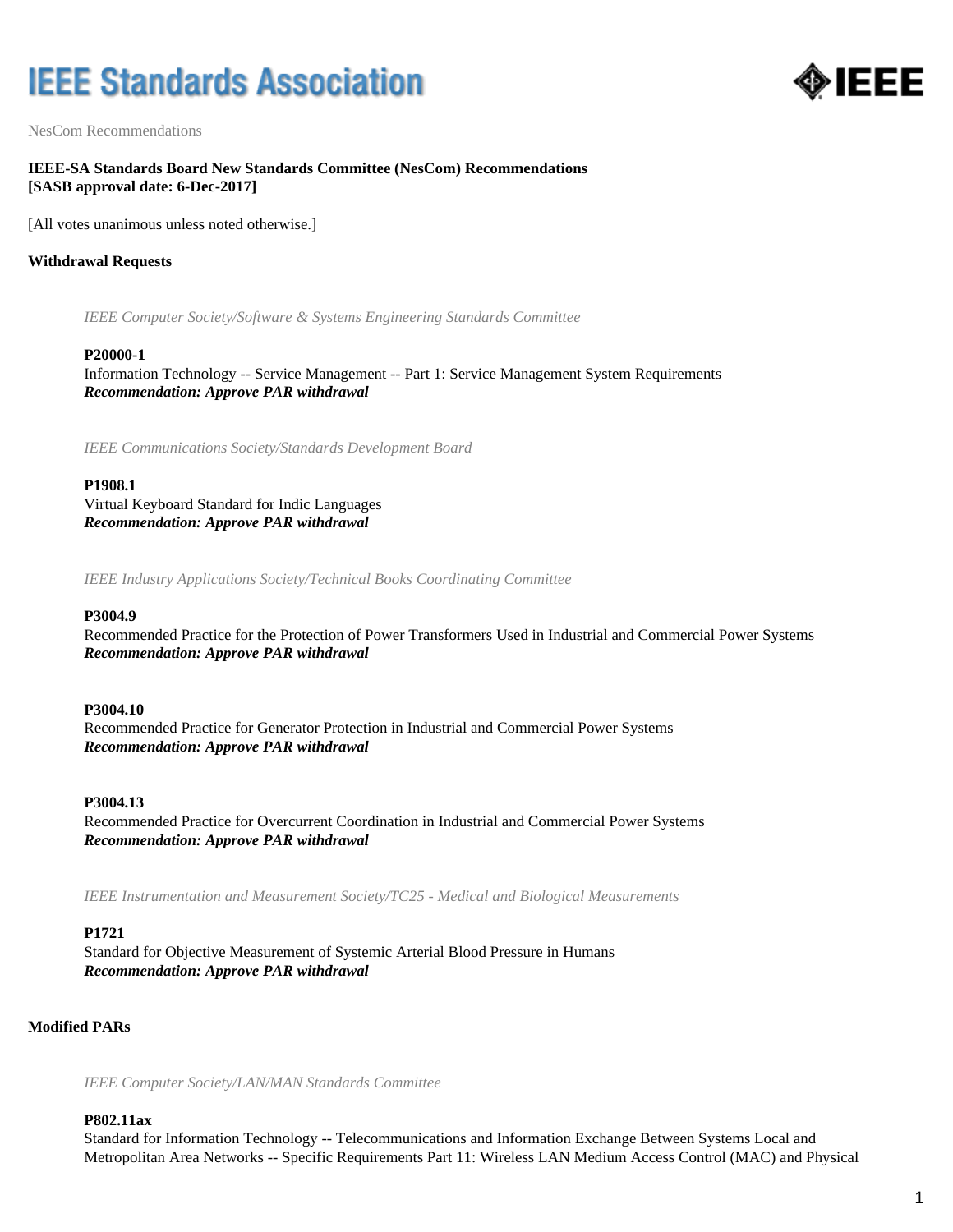# IEEE Standards Association

NesCom Recommendations

**IEEE-SA Standards Board New Standards Committee (NesCom) Recommendations**
**[SASB approval date: 6-Dec-2017]**

[All votes unanimous unless noted otherwise.]

## Withdrawal Requests

*IEEE Computer Society/Software & Systems Engineering Standards Committee*

**P20000-1**
Information Technology -- Service Management -- Part 1: Service Management System Requirements
***Recommendation: Approve PAR withdrawal***

*IEEE Communications Society/Standards Development Board*

**P1908.1**
Virtual Keyboard Standard for Indic Languages
***Recommendation: Approve PAR withdrawal***

*IEEE Industry Applications Society/Technical Books Coordinating Committee*

**P3004.9**
Recommended Practice for the Protection of Power Transformers Used in Industrial and Commercial Power Systems
***Recommendation: Approve PAR withdrawal***

**P3004.10**
Recommended Practice for Generator Protection in Industrial and Commercial Power Systems
***Recommendation: Approve PAR withdrawal***

**P3004.13**
Recommended Practice for Overcurrent Coordination in Industrial and Commercial Power Systems
***Recommendation: Approve PAR withdrawal***

*IEEE Instrumentation and Measurement Society/TC25 - Medical and Biological Measurements*

**P1721**
Standard for Objective Measurement of Systemic Arterial Blood Pressure in Humans
***Recommendation: Approve PAR withdrawal***

## Modified PARs

*IEEE Computer Society/LAN/MAN Standards Committee*

**P802.11ax**
Standard for Information Technology -- Telecommunications and Information Exchange Between Systems Local and Metropolitan Area Networks -- Specific Requirements Part 11: Wireless LAN Medium Access Control (MAC) and Physical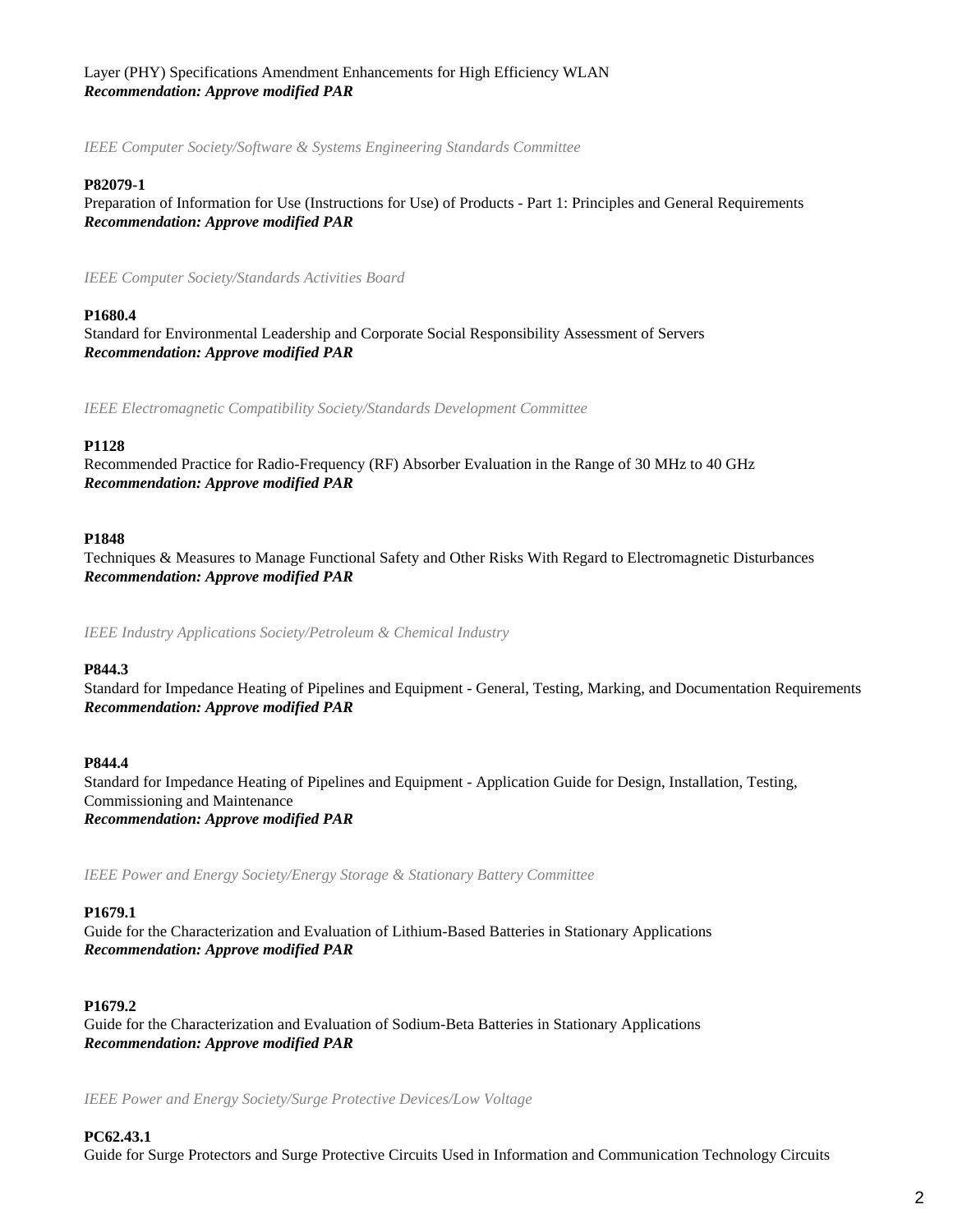Layer (PHY) Specifications Amendment Enhancements for High Efficiency WLAN
***Recommendation: Approve modified PAR***

*IEEE Computer Society/Software & Systems Engineering Standards Committee*

**P82079-1**
Preparation of Information for Use (Instructions for Use) of Products - Part 1: Principles and General Requirements
***Recommendation: Approve modified PAR***

*IEEE Computer Society/Standards Activities Board*

**P1680.4**
Standard for Environmental Leadership and Corporate Social Responsibility Assessment of Servers
***Recommendation: Approve modified PAR***

*IEEE Electromagnetic Compatibility Society/Standards Development Committee*

**P1128**
Recommended Practice for Radio-Frequency (RF) Absorber Evaluation in the Range of 30 MHz to 40 GHz
***Recommendation: Approve modified PAR***

**P1848**
Techniques & Measures to Manage Functional Safety and Other Risks With Regard to Electromagnetic Disturbances
***Recommendation: Approve modified PAR***

*IEEE Industry Applications Society/Petroleum & Chemical Industry*

**P844.3**
Standard for Impedance Heating of Pipelines and Equipment - General, Testing, Marking, and Documentation Requirements
***Recommendation: Approve modified PAR***

**P844.4**
Standard for Impedance Heating of Pipelines and Equipment - Application Guide for Design, Installation, Testing, Commissioning and Maintenance
***Recommendation: Approve modified PAR***

*IEEE Power and Energy Society/Energy Storage & Stationary Battery Committee*

**P1679.1**
Guide for the Characterization and Evaluation of Lithium-Based Batteries in Stationary Applications
***Recommendation: Approve modified PAR***

**P1679.2**
Guide for the Characterization and Evaluation of Sodium-Beta Batteries in Stationary Applications
***Recommendation: Approve modified PAR***

*IEEE Power and Energy Society/Surge Protective Devices/Low Voltage*

**PC62.43.1**
Guide for Surge Protectors and Surge Protective Circuits Used in Information and Communication Technology Circuits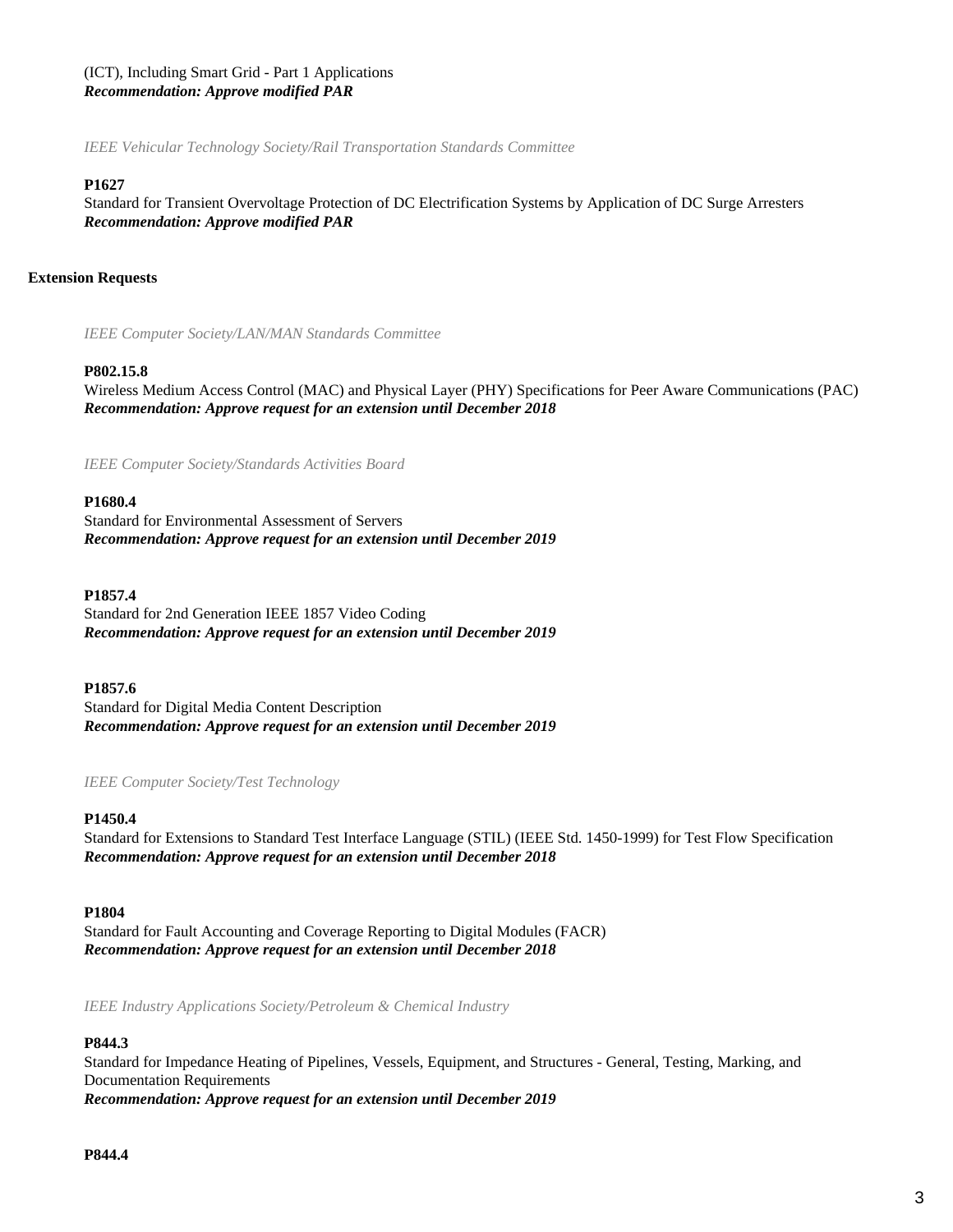(ICT), Including Smart Grid - Part 1 Applications
***Recommendation: Approve modified PAR***

*IEEE Vehicular Technology Society/Rail Transportation Standards Committee*

**P1627**
Standard for Transient Overvoltage Protection of DC Electrification Systems by Application of DC Surge Arresters
***Recommendation: Approve modified PAR***

**Extension Requests**

*IEEE Computer Society/LAN/MAN Standards Committee*

**P802.15.8**
Wireless Medium Access Control (MAC) and Physical Layer (PHY) Specifications for Peer Aware Communications (PAC)
***Recommendation: Approve request for an extension until December 2018***

*IEEE Computer Society/Standards Activities Board*

**P1680.4**
Standard for Environmental Assessment of Servers
***Recommendation: Approve request for an extension until December 2019***

**P1857.4**
Standard for 2nd Generation IEEE 1857 Video Coding
***Recommendation: Approve request for an extension until December 2019***

**P1857.6**
Standard for Digital Media Content Description
***Recommendation: Approve request for an extension until December 2019***

*IEEE Computer Society/Test Technology*

**P1450.4**
Standard for Extensions to Standard Test Interface Language (STIL) (IEEE Std. 1450-1999) for Test Flow Specification
***Recommendation: Approve request for an extension until December 2018***

**P1804**
Standard for Fault Accounting and Coverage Reporting to Digital Modules (FACR)
***Recommendation: Approve request for an extension until December 2018***

*IEEE Industry Applications Society/Petroleum & Chemical Industry*

**P844.3**
Standard for Impedance Heating of Pipelines, Vessels, Equipment, and Structures - General, Testing, Marking, and Documentation Requirements
***Recommendation: Approve request for an extension until December 2019***

**P844.4**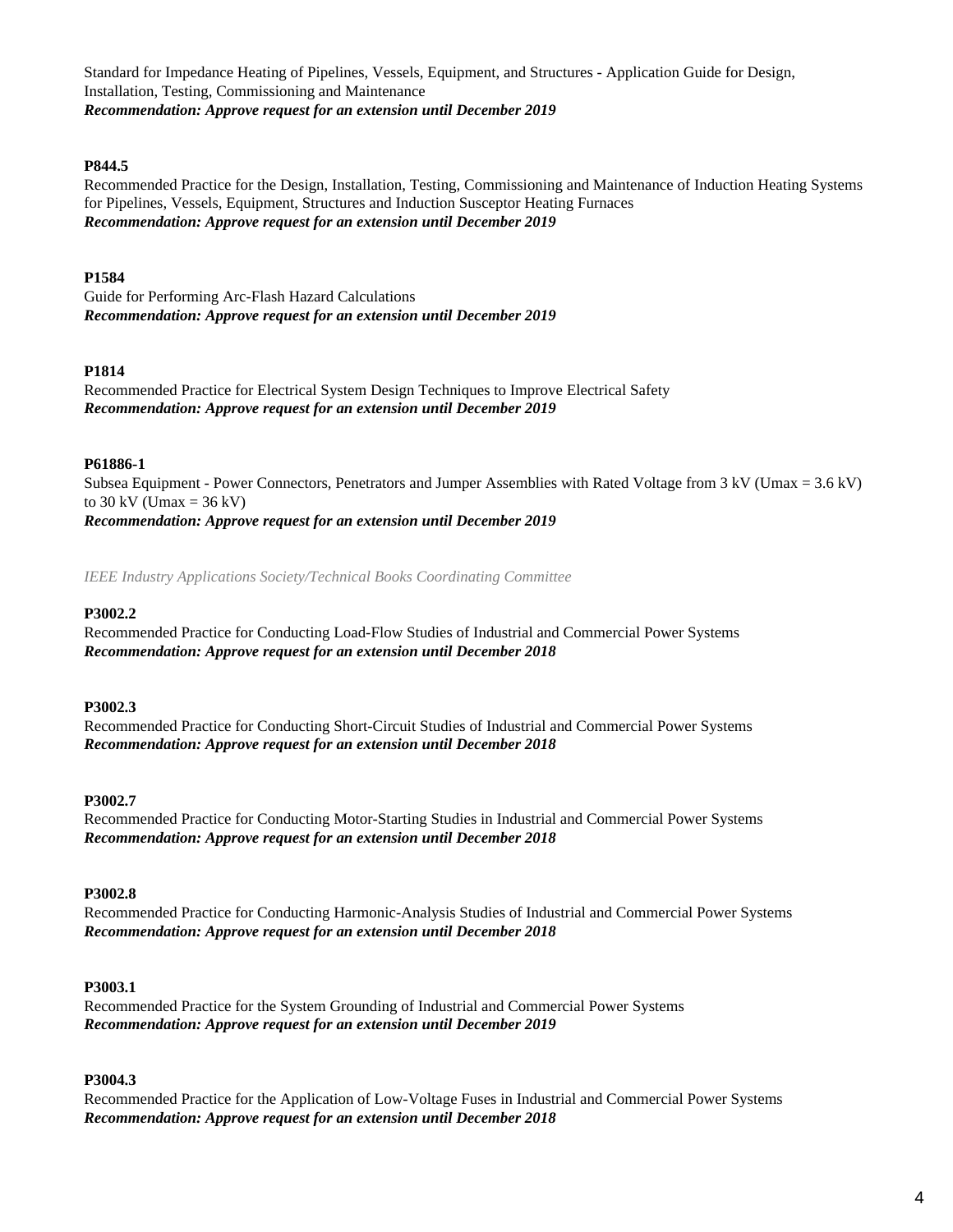Standard for Impedance Heating of Pipelines, Vessels, Equipment, and Structures - Application Guide for Design, Installation, Testing, Commissioning and Maintenance
***Recommendation: Approve request for an extension until December 2019***

**P844.5**
Recommended Practice for the Design, Installation, Testing, Commissioning and Maintenance of Induction Heating Systems for Pipelines, Vessels, Equipment, Structures and Induction Susceptor Heating Furnaces
***Recommendation: Approve request for an extension until December 2019***

**P1584**
Guide for Performing Arc-Flash Hazard Calculations
***Recommendation: Approve request for an extension until December 2019***

**P1814**
Recommended Practice for Electrical System Design Techniques to Improve Electrical Safety
***Recommendation: Approve request for an extension until December 2019***

**P61886-1**
Subsea Equipment - Power Connectors, Penetrators and Jumper Assemblies with Rated Voltage from 3 kV ($U_{max}$ = 3.6 kV) to 30 kV ($U_{max}$ = 36 kV)
***Recommendation: Approve request for an extension until December 2019***

*IEEE Industry Applications Society/Technical Books Coordinating Committee*

**P3002.2**
Recommended Practice for Conducting Load-Flow Studies of Industrial and Commercial Power Systems
***Recommendation: Approve request for an extension until December 2018***

**P3002.3**
Recommended Practice for Conducting Short-Circuit Studies of Industrial and Commercial Power Systems
***Recommendation: Approve request for an extension until December 2018***

**P3002.7**
Recommended Practice for Conducting Motor-Starting Studies in Industrial and Commercial Power Systems
***Recommendation: Approve request for an extension until December 2018***

**P3002.8**
Recommended Practice for Conducting Harmonic-Analysis Studies of Industrial and Commercial Power Systems
***Recommendation: Approve request for an extension until December 2018***

**P3003.1**
Recommended Practice for the System Grounding of Industrial and Commercial Power Systems
***Recommendation: Approve request for an extension until December 2019***

**P3004.3**
Recommended Practice for the Application of Low-Voltage Fuses in Industrial and Commercial Power Systems
***Recommendation: Approve request for an extension until December 2018***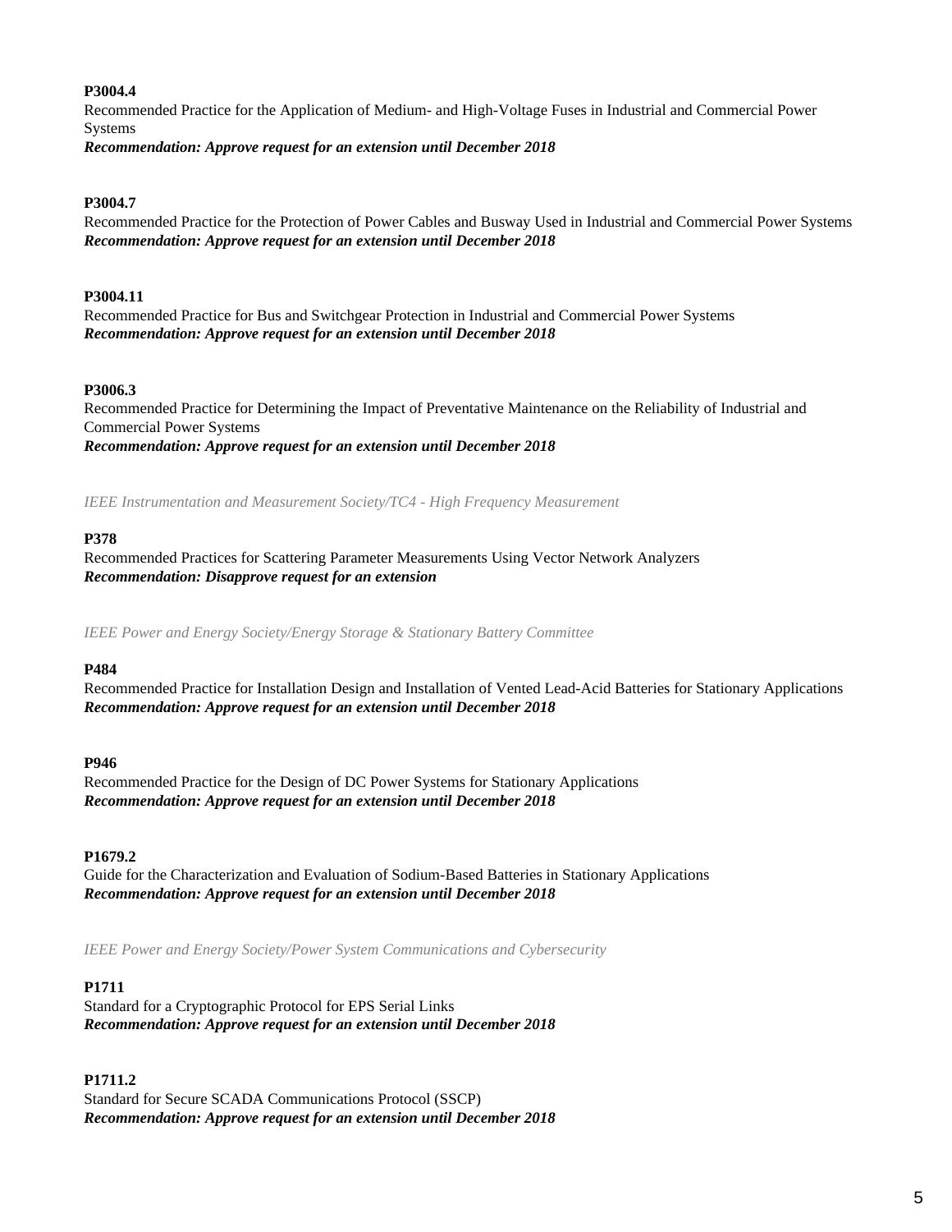**P3004.4**

Recommended Practice for the Application of Medium- and High-Voltage Fuses in Industrial and Commercial Power Systems

***Recommendation: Approve request for an extension until December 2018***

**P3004.7**

Recommended Practice for the Protection of Power Cables and Busway Used in Industrial and Commercial Power Systems

***Recommendation: Approve request for an extension until December 2018***

**P3004.11**

Recommended Practice for Bus and Switchgear Protection in Industrial and Commercial Power Systems

***Recommendation: Approve request for an extension until December 2018***

**P3006.3**

Recommended Practice for Determining the Impact of Preventative Maintenance on the Reliability of Industrial and Commercial Power Systems

***Recommendation: Approve request for an extension until December 2018***

*IEEE Instrumentation and Measurement Society/TC4 - High Frequency Measurement*

**P378**

Recommended Practices for Scattering Parameter Measurements Using Vector Network Analyzers

***Recommendation: Disapprove request for an extension***

*IEEE Power and Energy Society/Energy Storage & Stationary Battery Committee*

**P484**

Recommended Practice for Installation Design and Installation of Vented Lead-Acid Batteries for Stationary Applications

***Recommendation: Approve request for an extension until December 2018***

**P946**

Recommended Practice for the Design of DC Power Systems for Stationary Applications

***Recommendation: Approve request for an extension until December 2018***

**P1679.2**

Guide for the Characterization and Evaluation of Sodium-Based Batteries in Stationary Applications

***Recommendation: Approve request for an extension until December 2018***

*IEEE Power and Energy Society/Power System Communications and Cybersecurity*

**P1711**

Standard for a Cryptographic Protocol for EPS Serial Links

***Recommendation: Approve request for an extension until December 2018***

**P1711.2**

Standard for Secure SCADA Communications Protocol (SSCP)

***Recommendation: Approve request for an extension until December 2018***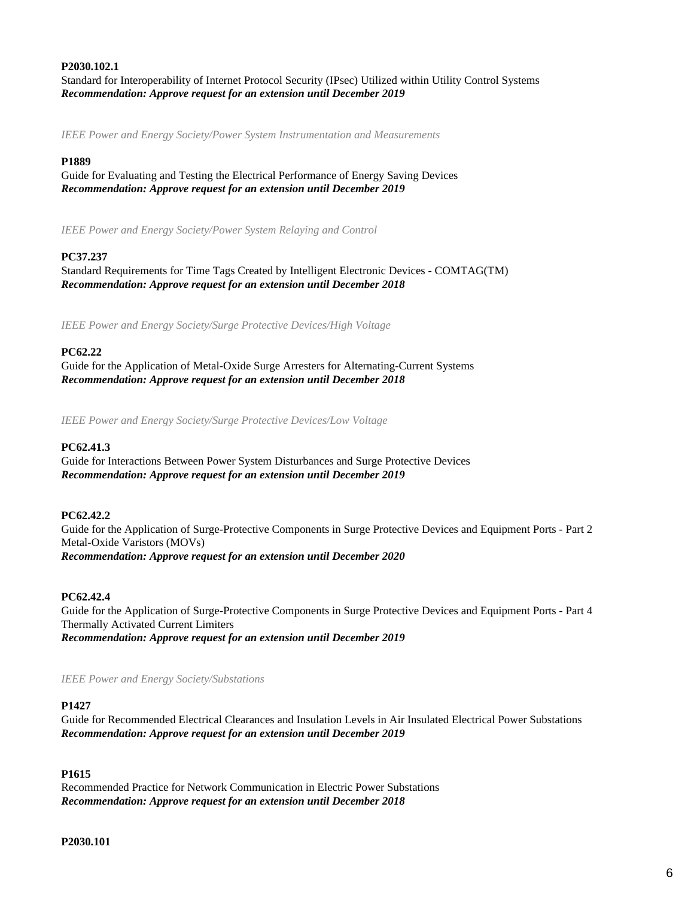**P2030.102.1**
Standard for Interoperability of Internet Protocol Security (IPsec) Utilized within Utility Control Systems
***Recommendation: Approve request for an extension until December 2019***

*IEEE Power and Energy Society/Power System Instrumentation and Measurements*

**P1889**
Guide for Evaluating and Testing the Electrical Performance of Energy Saving Devices
***Recommendation: Approve request for an extension until December 2019***

*IEEE Power and Energy Society/Power System Relaying and Control*

**PC37.237**
Standard Requirements for Time Tags Created by Intelligent Electronic Devices - COMTAG(TM)
***Recommendation: Approve request for an extension until December 2018***

*IEEE Power and Energy Society/Surge Protective Devices/High Voltage*

**PC62.22**
Guide for the Application of Metal-Oxide Surge Arresters for Alternating-Current Systems
***Recommendation: Approve request for an extension until December 2018***

*IEEE Power and Energy Society/Surge Protective Devices/Low Voltage*

**PC62.41.3**
Guide for Interactions Between Power System Disturbances and Surge Protective Devices
***Recommendation: Approve request for an extension until December 2019***

**PC62.42.2**
Guide for the Application of Surge-Protective Components in Surge Protective Devices and Equipment Ports - Part 2 Metal-Oxide Varistors (MOVs)
***Recommendation: Approve request for an extension until December 2020***

**PC62.42.4**
Guide for the Application of Surge-Protective Components in Surge Protective Devices and Equipment Ports - Part 4 Thermally Activated Current Limiters
***Recommendation: Approve request for an extension until December 2019***

*IEEE Power and Energy Society/Substations*

**P1427**
Guide for Recommended Electrical Clearances and Insulation Levels in Air Insulated Electrical Power Substations
***Recommendation: Approve request for an extension until December 2019***

**P1615**
Recommended Practice for Network Communication in Electric Power Substations
***Recommendation: Approve request for an extension until December 2018***

**P2030.101**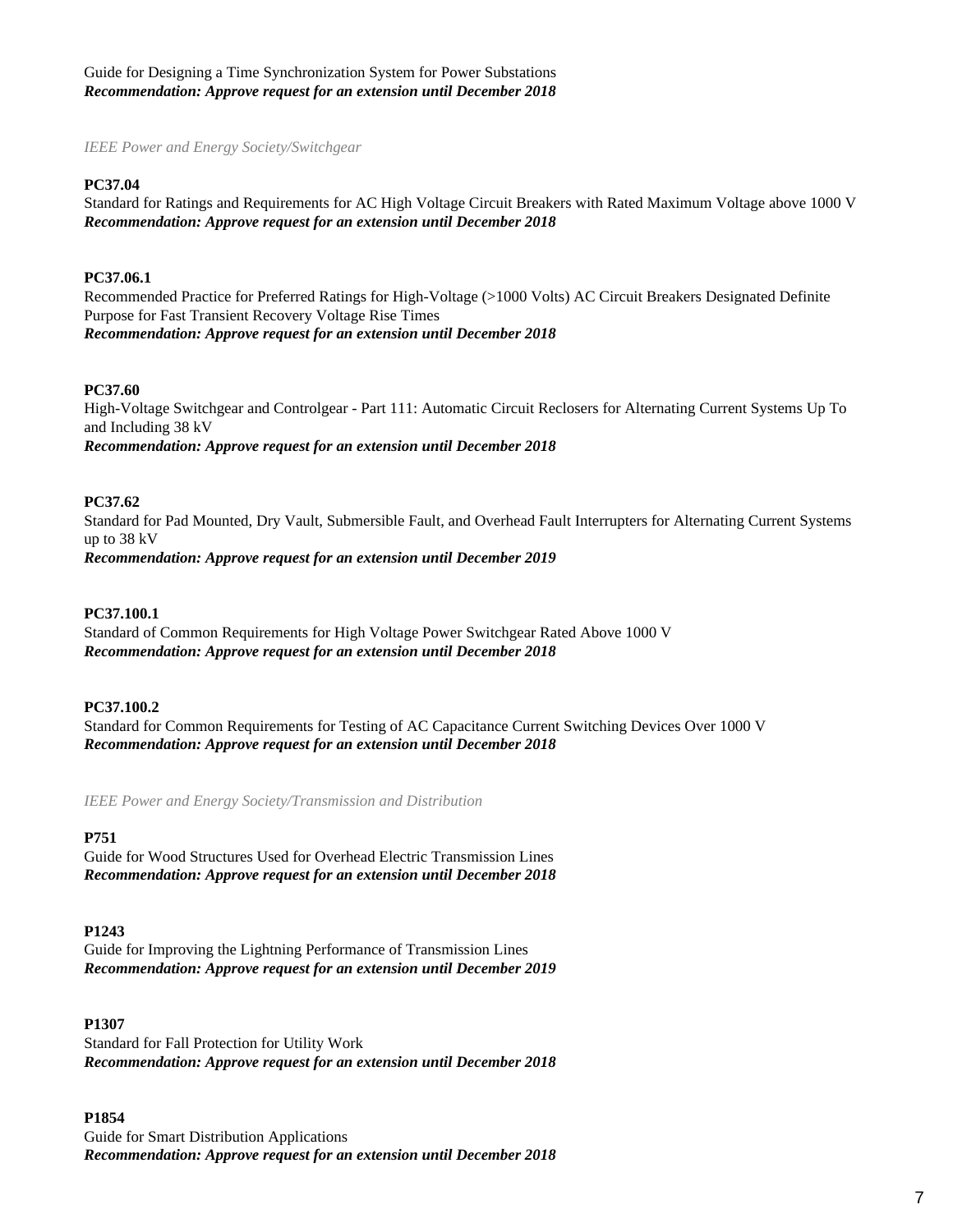Guide for Designing a Time Synchronization System for Power Substations
***Recommendation: Approve request for an extension until December 2018***

*IEEE Power and Energy Society/Switchgear*

**PC37.04**
Standard for Ratings and Requirements for AC High Voltage Circuit Breakers with Rated Maximum Voltage above 1000 V
***Recommendation: Approve request for an extension until December 2018***

**PC37.06.1**
Recommended Practice for Preferred Ratings for High-Voltage (>1000 Volts) AC Circuit Breakers Designated Definite Purpose for Fast Transient Recovery Voltage Rise Times
***Recommendation: Approve request for an extension until December 2018***

**PC37.60**
High-Voltage Switchgear and Controlgear - Part 111: Automatic Circuit Reclosers for Alternating Current Systems Up To and Including 38 kV
***Recommendation: Approve request for an extension until December 2018***

**PC37.62**
Standard for Pad Mounted, Dry Vault, Submersible Fault, and Overhead Fault Interrupters for Alternating Current Systems up to 38 kV
***Recommendation: Approve request for an extension until December 2019***

**PC37.100.1**
Standard of Common Requirements for High Voltage Power Switchgear Rated Above 1000 V
***Recommendation: Approve request for an extension until December 2018***

**PC37.100.2**
Standard for Common Requirements for Testing of AC Capacitance Current Switching Devices Over 1000 V
***Recommendation: Approve request for an extension until December 2018***

*IEEE Power and Energy Society/Transmission and Distribution*

**P751**
Guide for Wood Structures Used for Overhead Electric Transmission Lines
***Recommendation: Approve request for an extension until December 2018***

**P1243**
Guide for Improving the Lightning Performance of Transmission Lines
***Recommendation: Approve request for an extension until December 2019***

**P1307**
Standard for Fall Protection for Utility Work
***Recommendation: Approve request for an extension until December 2018***

**P1854**
Guide for Smart Distribution Applications
***Recommendation: Approve request for an extension until December 2018***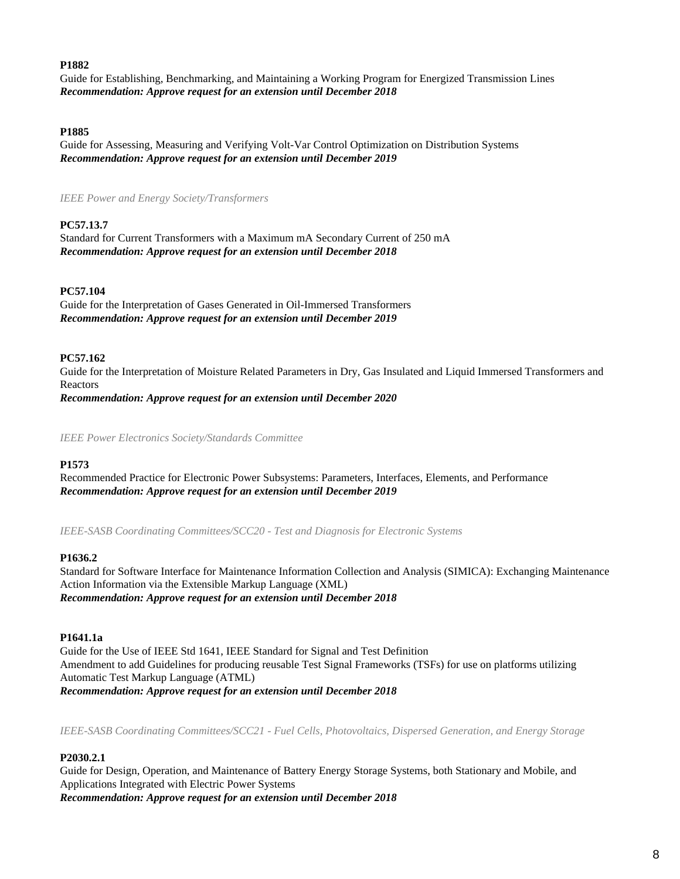**P1882**
Guide for Establishing, Benchmarking, and Maintaining a Working Program for Energized Transmission Lines
***Recommendation: Approve request for an extension until December 2018***

**P1885**
Guide for Assessing, Measuring and Verifying Volt-Var Control Optimization on Distribution Systems
***Recommendation: Approve request for an extension until December 2019***

*IEEE Power and Energy Society/Transformers*

**PC57.13.7**
Standard for Current Transformers with a Maximum mA Secondary Current of 250 mA
***Recommendation: Approve request for an extension until December 2018***

**PC57.104**
Guide for the Interpretation of Gases Generated in Oil-Immersed Transformers
***Recommendation: Approve request for an extension until December 2019***

**PC57.162**
Guide for the Interpretation of Moisture Related Parameters in Dry, Gas Insulated and Liquid Immersed Transformers and Reactors
***Recommendation: Approve request for an extension until December 2020***

*IEEE Power Electronics Society/Standards Committee*

**P1573**
Recommended Practice for Electronic Power Subsystems: Parameters, Interfaces, Elements, and Performance
***Recommendation: Approve request for an extension until December 2019***

*IEEE-SASB Coordinating Committees/SCC20 - Test and Diagnosis for Electronic Systems*

**P1636.2**
Standard for Software Interface for Maintenance Information Collection and Analysis (SIMICA): Exchanging Maintenance Action Information via the Extensible Markup Language (XML)
***Recommendation: Approve request for an extension until December 2018***

**P1641.1a**
Guide for the Use of IEEE Std 1641, IEEE Standard for Signal and Test Definition
Amendment to add Guidelines for producing reusable Test Signal Frameworks (TSFs) for use on platforms utilizing Automatic Test Markup Language (ATML)
***Recommendation: Approve request for an extension until December 2018***

*IEEE-SASB Coordinating Committees/SCC21 - Fuel Cells, Photovoltaics, Dispersed Generation, and Energy Storage*

**P2030.2.1**
Guide for Design, Operation, and Maintenance of Battery Energy Storage Systems, both Stationary and Mobile, and Applications Integrated with Electric Power Systems
***Recommendation: Approve request for an extension until December 2018***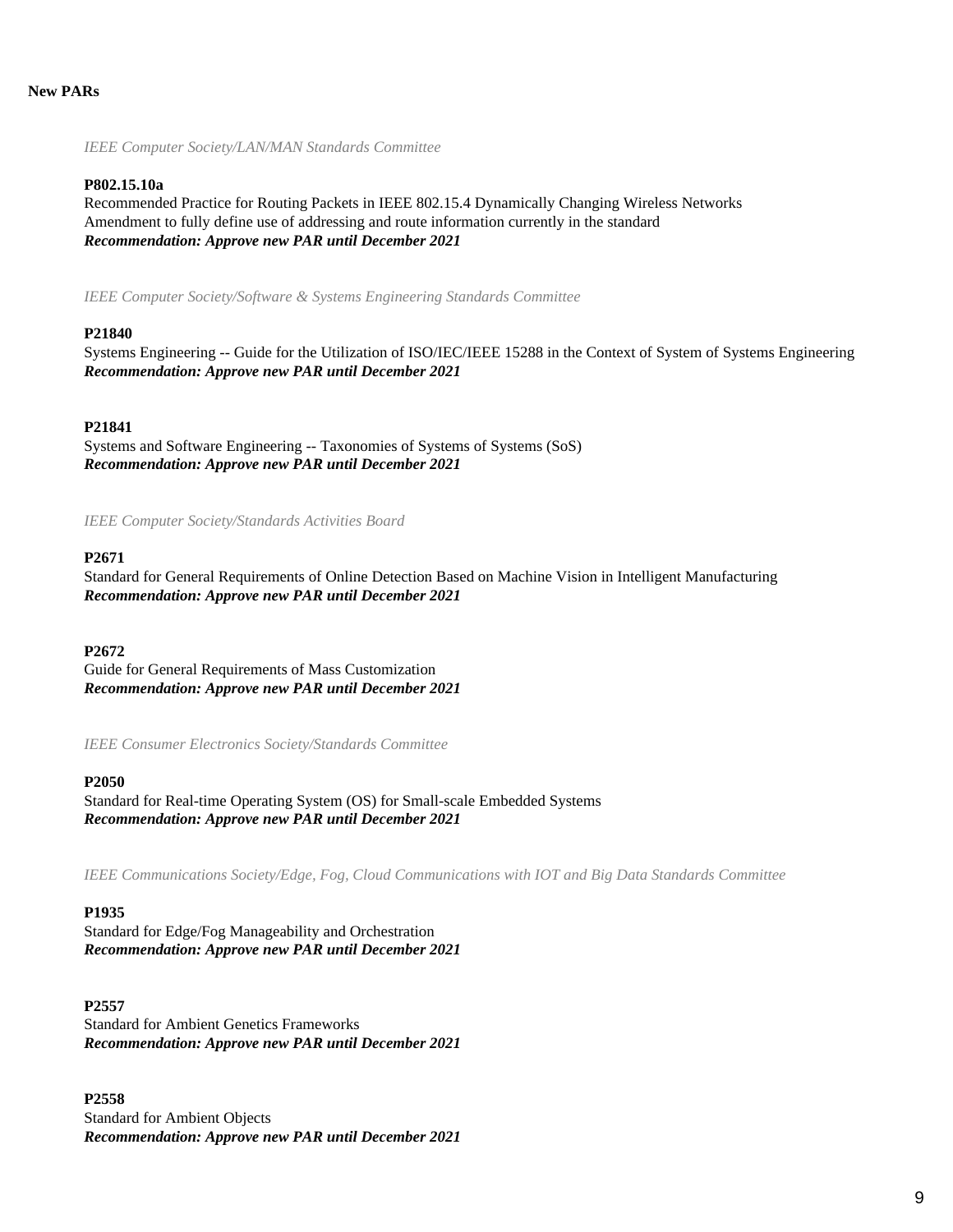**New PARs**

*IEEE Computer Society/LAN/MAN Standards Committee*

**P802.15.10a**
Recommended Practice for Routing Packets in IEEE 802.15.4 Dynamically Changing Wireless Networks
Amendment to fully define use of addressing and route information currently in the standard
***Recommendation: Approve new PAR until December 2021***

*IEEE Computer Society/Software & Systems Engineering Standards Committee*

**P21840**
Systems Engineering -- Guide for the Utilization of ISO/IEC/IEEE 15288 in the Context of System of Systems Engineering
***Recommendation: Approve new PAR until December 2021***

**P21841**
Systems and Software Engineering -- Taxonomies of Systems of Systems (SoS)
***Recommendation: Approve new PAR until December 2021***

*IEEE Computer Society/Standards Activities Board*

**P2671**
Standard for General Requirements of Online Detection Based on Machine Vision in Intelligent Manufacturing
***Recommendation: Approve new PAR until December 2021***

**P2672**
Guide for General Requirements of Mass Customization
***Recommendation: Approve new PAR until December 2021***

*IEEE Consumer Electronics Society/Standards Committee*

**P2050**
Standard for Real-time Operating System (OS) for Small-scale Embedded Systems
***Recommendation: Approve new PAR until December 2021***

*IEEE Communications Society/Edge, Fog, Cloud Communications with IOT and Big Data Standards Committee*

**P1935**
Standard for Edge/Fog Manageability and Orchestration
***Recommendation: Approve new PAR until December 2021***

**P2557**
Standard for Ambient Genetics Frameworks
***Recommendation: Approve new PAR until December 2021***

**P2558**
Standard for Ambient Objects
***Recommendation: Approve new PAR until December 2021***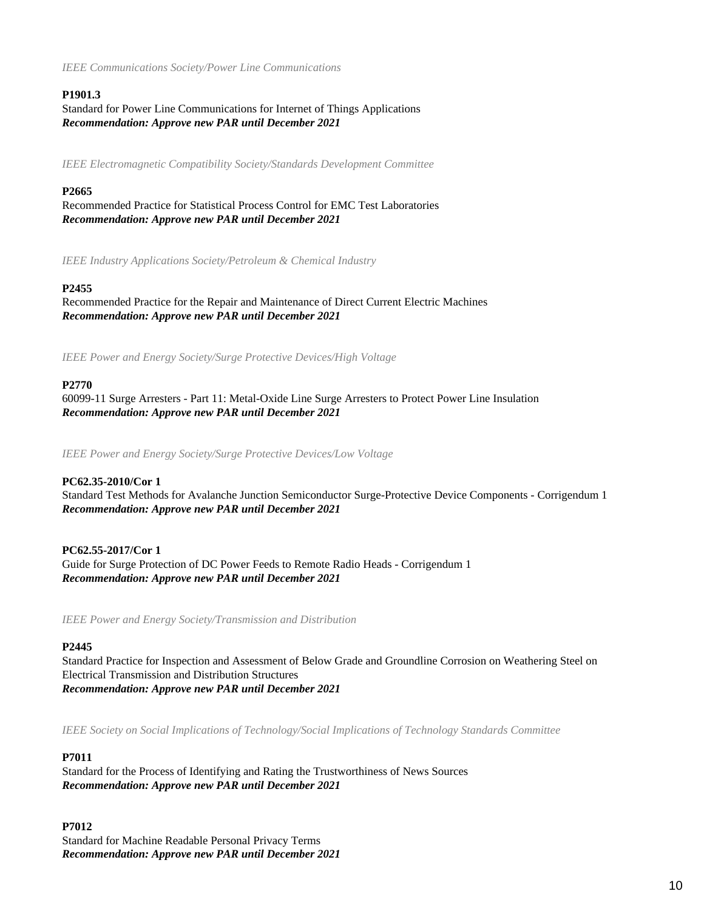*IEEE Communications Society/Power Line Communications*

**P1901.3**
Standard for Power Line Communications for Internet of Things Applications
***Recommendation: Approve new PAR until December 2021***

*IEEE Electromagnetic Compatibility Society/Standards Development Committee*

**P2665**
Recommended Practice for Statistical Process Control for EMC Test Laboratories
***Recommendation: Approve new PAR until December 2021***

*IEEE Industry Applications Society/Petroleum & Chemical Industry*

**P2455**
Recommended Practice for the Repair and Maintenance of Direct Current Electric Machines
***Recommendation: Approve new PAR until December 2021***

*IEEE Power and Energy Society/Surge Protective Devices/High Voltage*

**P2770**
60099-11 Surge Arresters - Part 11: Metal-Oxide Line Surge Arresters to Protect Power Line Insulation
***Recommendation: Approve new PAR until December 2021***

*IEEE Power and Energy Society/Surge Protective Devices/Low Voltage*

**PC62.35-2010/Cor 1**
Standard Test Methods for Avalanche Junction Semiconductor Surge-Protective Device Components - Corrigendum 1
***Recommendation: Approve new PAR until December 2021***

**PC62.55-2017/Cor 1**
Guide for Surge Protection of DC Power Feeds to Remote Radio Heads - Corrigendum 1
***Recommendation: Approve new PAR until December 2021***

*IEEE Power and Energy Society/Transmission and Distribution*

**P2445**
Standard Practice for Inspection and Assessment of Below Grade and Groundline Corrosion on Weathering Steel on Electrical Transmission and Distribution Structures
***Recommendation: Approve new PAR until December 2021***

*IEEE Society on Social Implications of Technology/Social Implications of Technology Standards Committee*

**P7011**
Standard for the Process of Identifying and Rating the Trustworthiness of News Sources
***Recommendation: Approve new PAR until December 2021***

**P7012**
Standard for Machine Readable Personal Privacy Terms
***Recommendation: Approve new PAR until December 2021***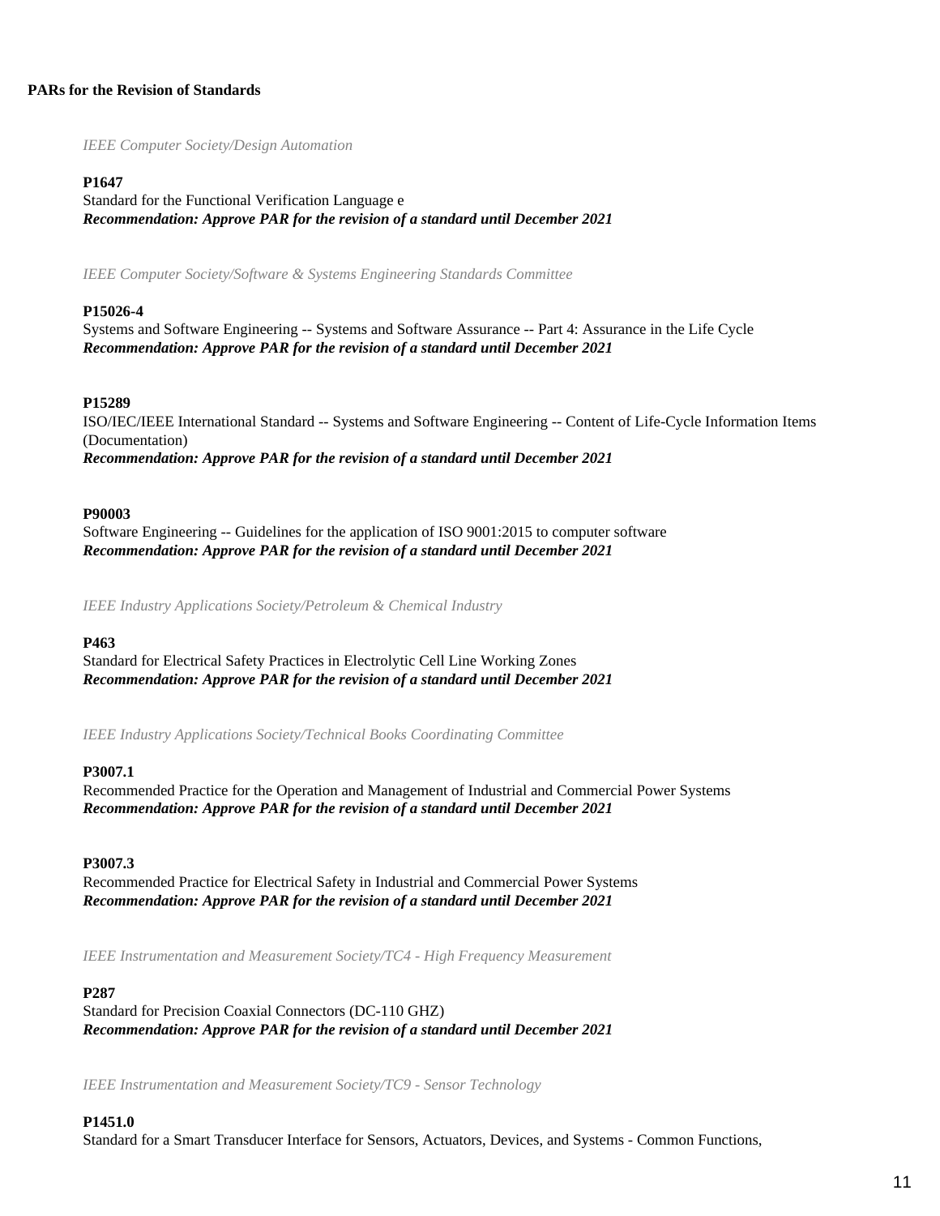**PARs for the Revision of Standards**

*IEEE Computer Society/Design Automation*

**P1647**
Standard for the Functional Verification Language e
***Recommendation: Approve PAR for the revision of a standard until December 2021***

*IEEE Computer Society/Software & Systems Engineering Standards Committee*

**P15026-4**
Systems and Software Engineering -- Systems and Software Assurance -- Part 4: Assurance in the Life Cycle
***Recommendation: Approve PAR for the revision of a standard until December 2021***

**P15289**
ISO/IEC/IEEE International Standard -- Systems and Software Engineering -- Content of Life-Cycle Information Items (Documentation)
***Recommendation: Approve PAR for the revision of a standard until December 2021***

**P90003**
Software Engineering -- Guidelines for the application of ISO 9001:2015 to computer software
***Recommendation: Approve PAR for the revision of a standard until December 2021***

*IEEE Industry Applications Society/Petroleum & Chemical Industry*

**P463**
Standard for Electrical Safety Practices in Electrolytic Cell Line Working Zones
***Recommendation: Approve PAR for the revision of a standard until December 2021***

*IEEE Industry Applications Society/Technical Books Coordinating Committee*

**P3007.1**
Recommended Practice for the Operation and Management of Industrial and Commercial Power Systems
***Recommendation: Approve PAR for the revision of a standard until December 2021***

**P3007.3**
Recommended Practice for Electrical Safety in Industrial and Commercial Power Systems
***Recommendation: Approve PAR for the revision of a standard until December 2021***

*IEEE Instrumentation and Measurement Society/TC4 - High Frequency Measurement*

**P287**
Standard for Precision Coaxial Connectors (DC-110 GHZ)
***Recommendation: Approve PAR for the revision of a standard until December 2021***

*IEEE Instrumentation and Measurement Society/TC9 - Sensor Technology*

**P1451.0**
Standard for a Smart Transducer Interface for Sensors, Actuators, Devices, and Systems - Common Functions,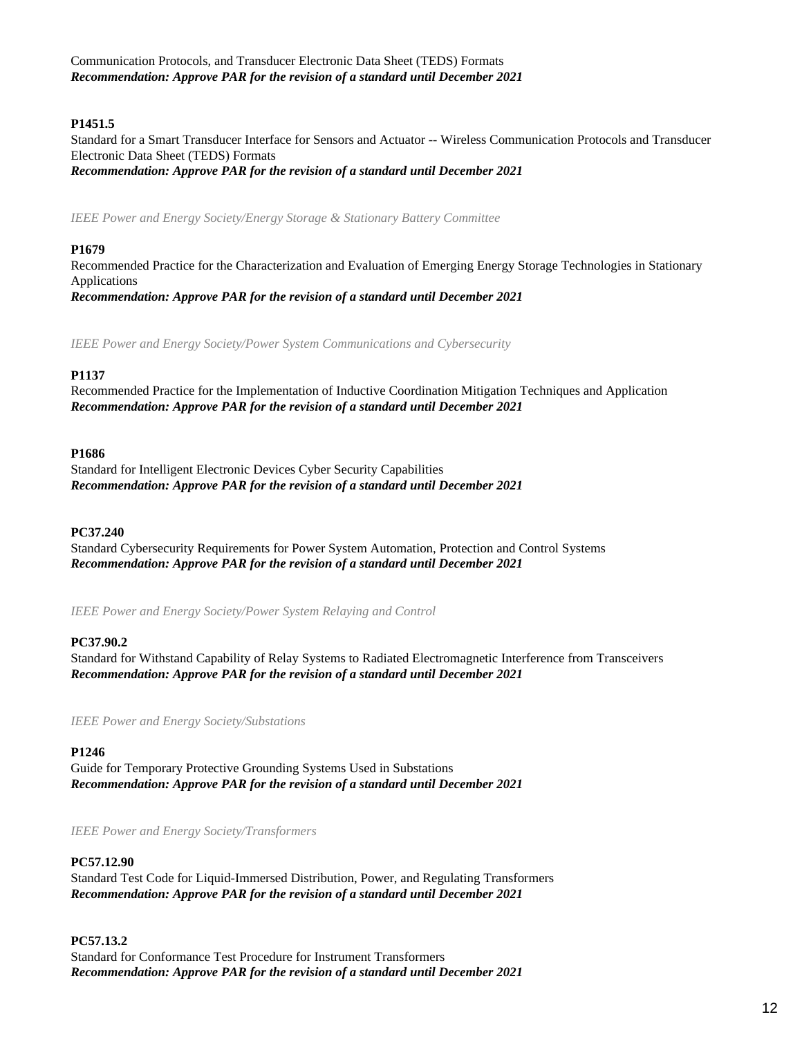Communication Protocols, and Transducer Electronic Data Sheet (TEDS) Formats
***Recommendation: Approve PAR for the revision of a standard until December 2021***

**P1451.5**
Standard for a Smart Transducer Interface for Sensors and Actuator -- Wireless Communication Protocols and Transducer Electronic Data Sheet (TEDS) Formats
***Recommendation: Approve PAR for the revision of a standard until December 2021***

*IEEE Power and Energy Society/Energy Storage & Stationary Battery Committee*

**P1679**
Recommended Practice for the Characterization and Evaluation of Emerging Energy Storage Technologies in Stationary Applications
***Recommendation: Approve PAR for the revision of a standard until December 2021***

*IEEE Power and Energy Society/Power System Communications and Cybersecurity*

**P1137**
Recommended Practice for the Implementation of Inductive Coordination Mitigation Techniques and Application
***Recommendation: Approve PAR for the revision of a standard until December 2021***

**P1686**
Standard for Intelligent Electronic Devices Cyber Security Capabilities
***Recommendation: Approve PAR for the revision of a standard until December 2021***

**PC37.240**
Standard Cybersecurity Requirements for Power System Automation, Protection and Control Systems
***Recommendation: Approve PAR for the revision of a standard until December 2021***

*IEEE Power and Energy Society/Power System Relaying and Control*

**PC37.90.2**
Standard for Withstand Capability of Relay Systems to Radiated Electromagnetic Interference from Transceivers
***Recommendation: Approve PAR for the revision of a standard until December 2021***

*IEEE Power and Energy Society/Substations*

**P1246**
Guide for Temporary Protective Grounding Systems Used in Substations
***Recommendation: Approve PAR for the revision of a standard until December 2021***

*IEEE Power and Energy Society/Transformers*

**PC57.12.90**
Standard Test Code for Liquid-Immersed Distribution, Power, and Regulating Transformers
***Recommendation: Approve PAR for the revision of a standard until December 2021***

**PC57.13.2**
Standard for Conformance Test Procedure for Instrument Transformers
***Recommendation: Approve PAR for the revision of a standard until December 2021***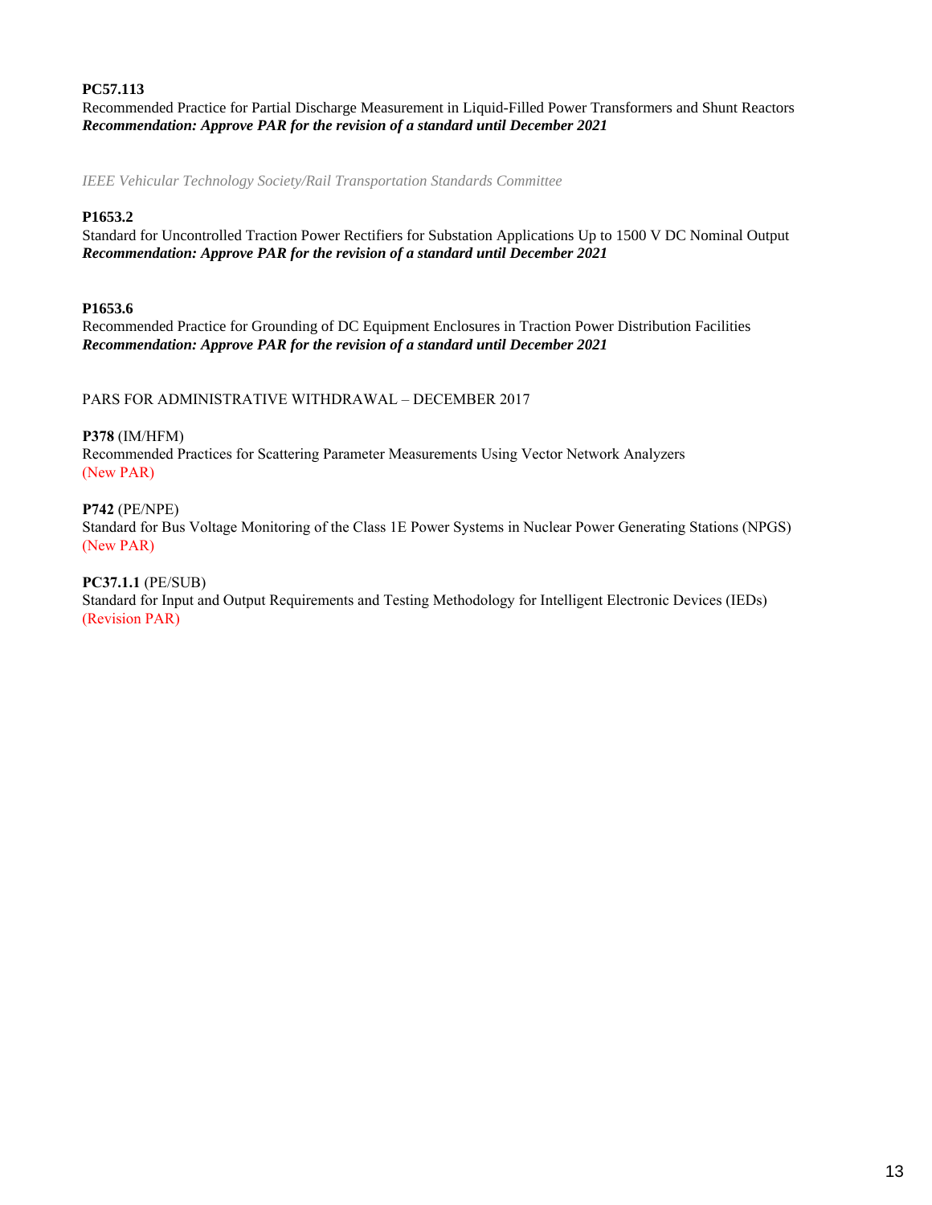**PC57.113**
Recommended Practice for Partial Discharge Measurement in Liquid-Filled Power Transformers and Shunt Reactors
***Recommendation: Approve PAR for the revision of a standard until December 2021***

*IEEE Vehicular Technology Society/Rail Transportation Standards Committee*

**P1653.2**
Standard for Uncontrolled Traction Power Rectifiers for Substation Applications Up to 1500 V DC Nominal Output
***Recommendation: Approve PAR for the revision of a standard until December 2021***

**P1653.6**
Recommended Practice for Grounding of DC Equipment Enclosures in Traction Power Distribution Facilities
***Recommendation: Approve PAR for the revision of a standard until December 2021***

PARS FOR ADMINISTRATIVE WITHDRAWAL – DECEMBER 2017

**P378** (IM/HFM)
Recommended Practices for Scattering Parameter Measurements Using Vector Network Analyzers
(New PAR)

**P742** (PE/NPE)
Standard for Bus Voltage Monitoring of the Class 1E Power Systems in Nuclear Power Generating Stations (NPGS)
(New PAR)

**PC37.1.1** (PE/SUB)
Standard for Input and Output Requirements and Testing Methodology for Intelligent Electronic Devices (IEDs)
(Revision PAR)